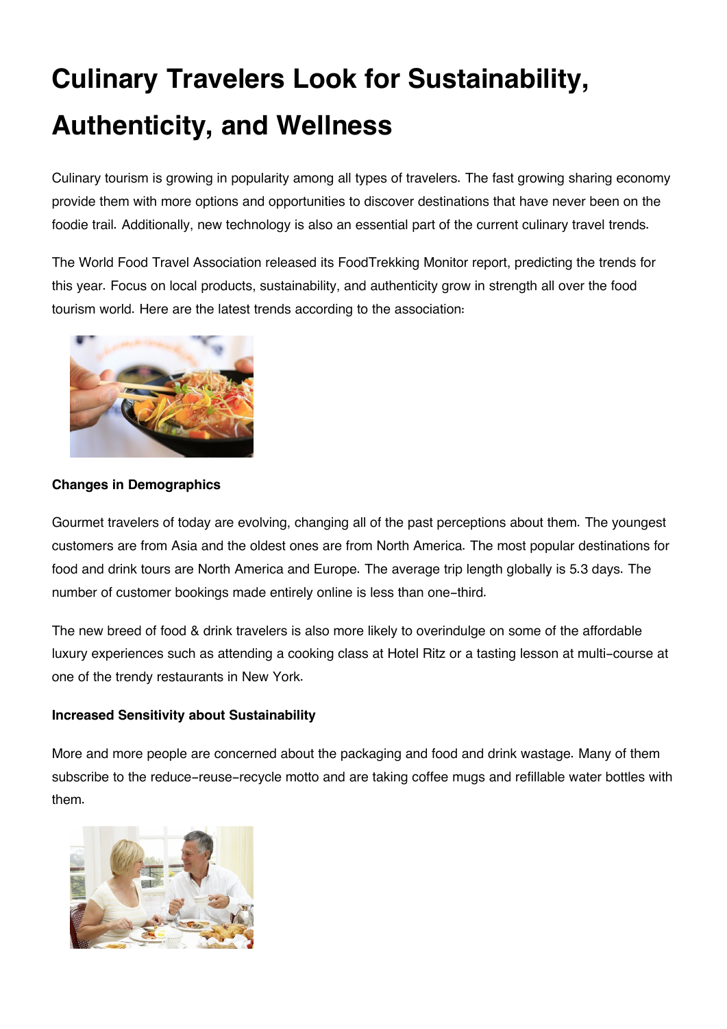# Culinary Travelers Look for Sustainability, Authenticity, and Wellness

Culinary tourism is growing in popularity among all types of travelers. The fast growing sharing economy provide them with more options and opportunities to discover destinations that have never been on the foodie trail. Additionally, new technology is also an essential part of the current culinary travel trends.

The World Food Travel Association released its FoodTrekking Monitor report, predicting the trends for this year. Focus on local products, sustainability, and authenticity grow in strength all over the food tourism world. Here are the latest trends according to the association:

**Changes in Demographics**

Gourmet travelers of today are evolving, changing all of the past perceptions about them. The youngest customers are from Asia and the oldest ones are from North America. The most popular destinations for food and drink tours are North America and Europe. The average trip length globally is 5.3 days. The number of customer bookings made entirely online is less than one-third.

The new breed of food & drink travelers is also more likely to overindulge on some of the affordable luxury experiences such as attending a cooking class at Hotel Ritz or a tasting lesson at multi-course at one of the trendy restaurants in New York.

**Increased Sensitivity about Sustainability**

More and more people are concerned about the packaging and food and drink wastage. Many of them subscribe to the reduce-reuse-recycle motto and are taking coffee mugs and refillable water bottles with them.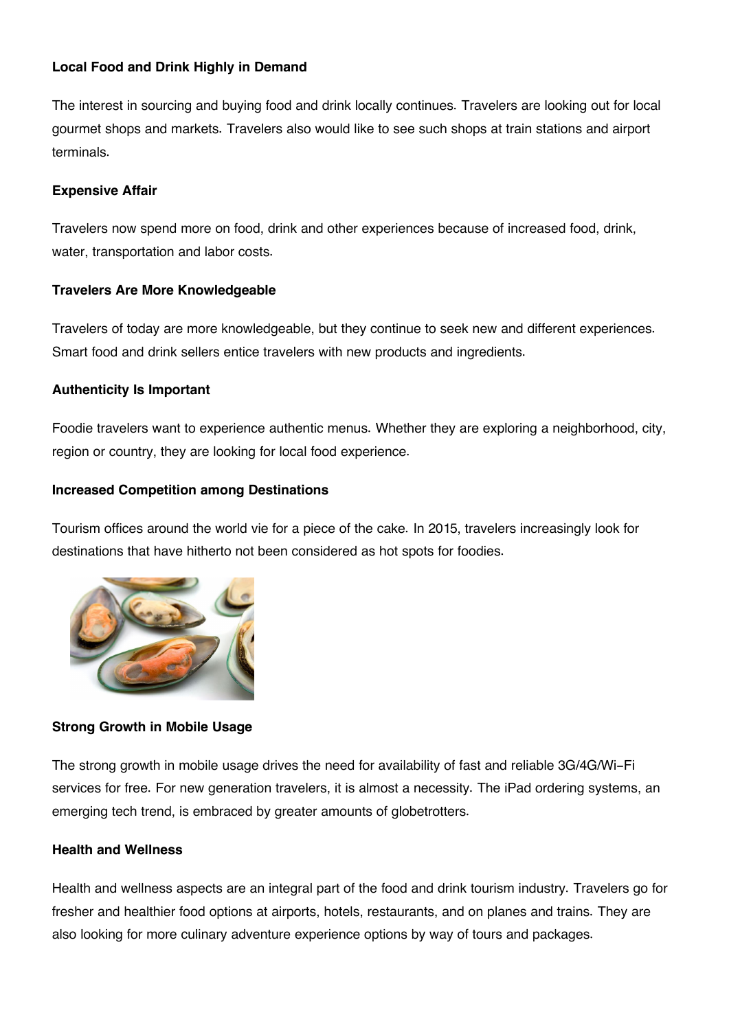**Local Food and Drink Highly in Demand**

The interest in sourcing and buying food and drink locally continues. Travelers are looking out for local gourmet shops and markets. Travelers also would like to see such shops at train stations and airport terminals.

**Expensive Affair**

Travelers now spend more on food, drink and other experiences because of increased food, drink, water, transportation and labor costs.

**Travelers Are More Knowledgeable**

Travelers of today are more knowledgeable, but they continue to seek new and different experiences. Smart food and drink sellers entice travelers with new products and ingredients.

**Authenticity Is Important**

Foodie travelers want to experience authentic menus. Whether they are exploring a neighborhood, city, region or country, they are looking for local food experience.

**Increased Competition among Destinations**

Tourism offices around the world vie for a piece of the cake. In 2015, travelers increasingly look for destinations that have hitherto not been considered as hot spots for foodies.

**Strong Growth in Mobile Usage**

The strong growth in mobile usage drives the need for availability of fast and reliable 3G/4G/Wi-Fi services for free. For new generation travelers, it is almost a necessity. The iPad ordering systems, an emerging tech trend, is embraced by greater amounts of globetrotters.

**Health and Wellness**

Health and wellness aspects are an integral part of the food and drink tourism industry. Travelers go for fresher and healthier food options at airports, hotels, restaurants, and on planes and trains. They are also looking for more culinary adventure experience options by way of tours and packages.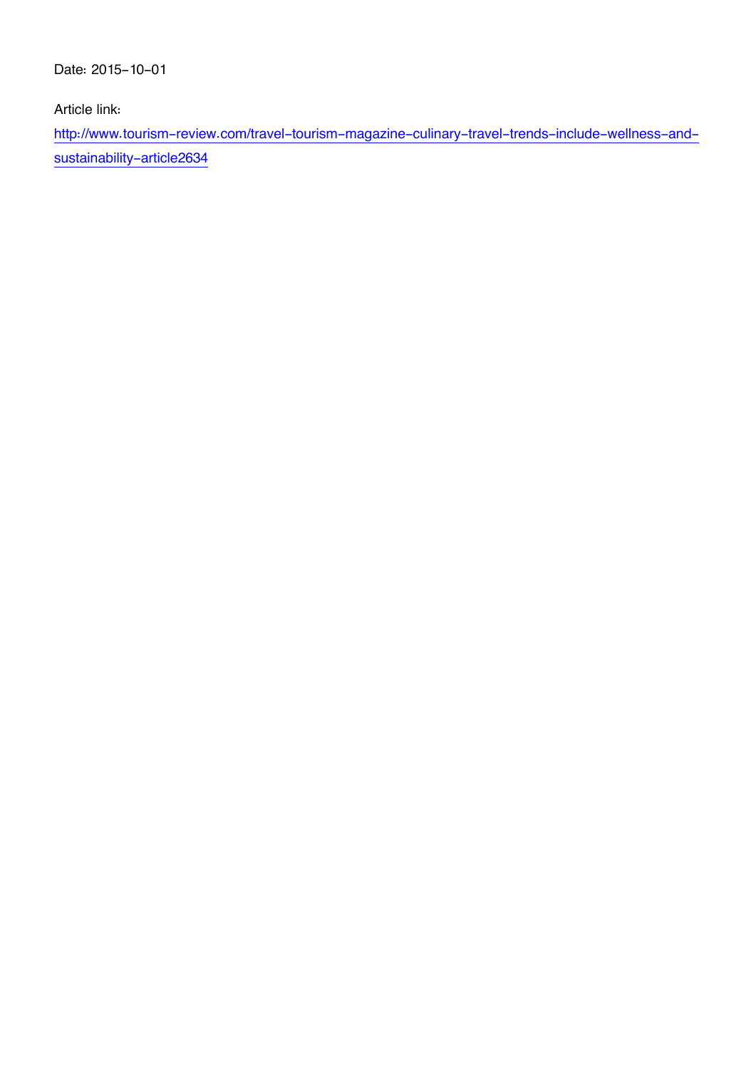Date: 2015-10-01

Article link:

[http://www.tourism-review.com/travel-tourism-magazine-culinary-travel-trends-include-wellness-and-sustainability-article2634](http://www.tourism-review.com/travel-tourism-magazine-culinary-travel-trends-include-wellness-and-sustainability-article2634)